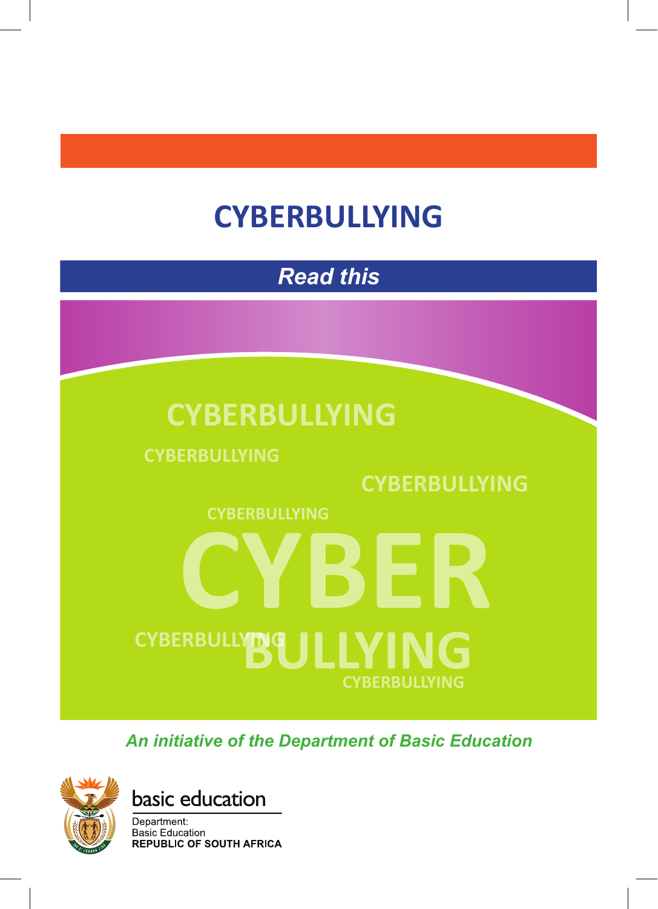# CYBERBULLYING

***Read this***

*An initiative of the Department of Basic Education*

basic education

Department:
Basic Education
REPUBLIC OF SOUTH AFRICA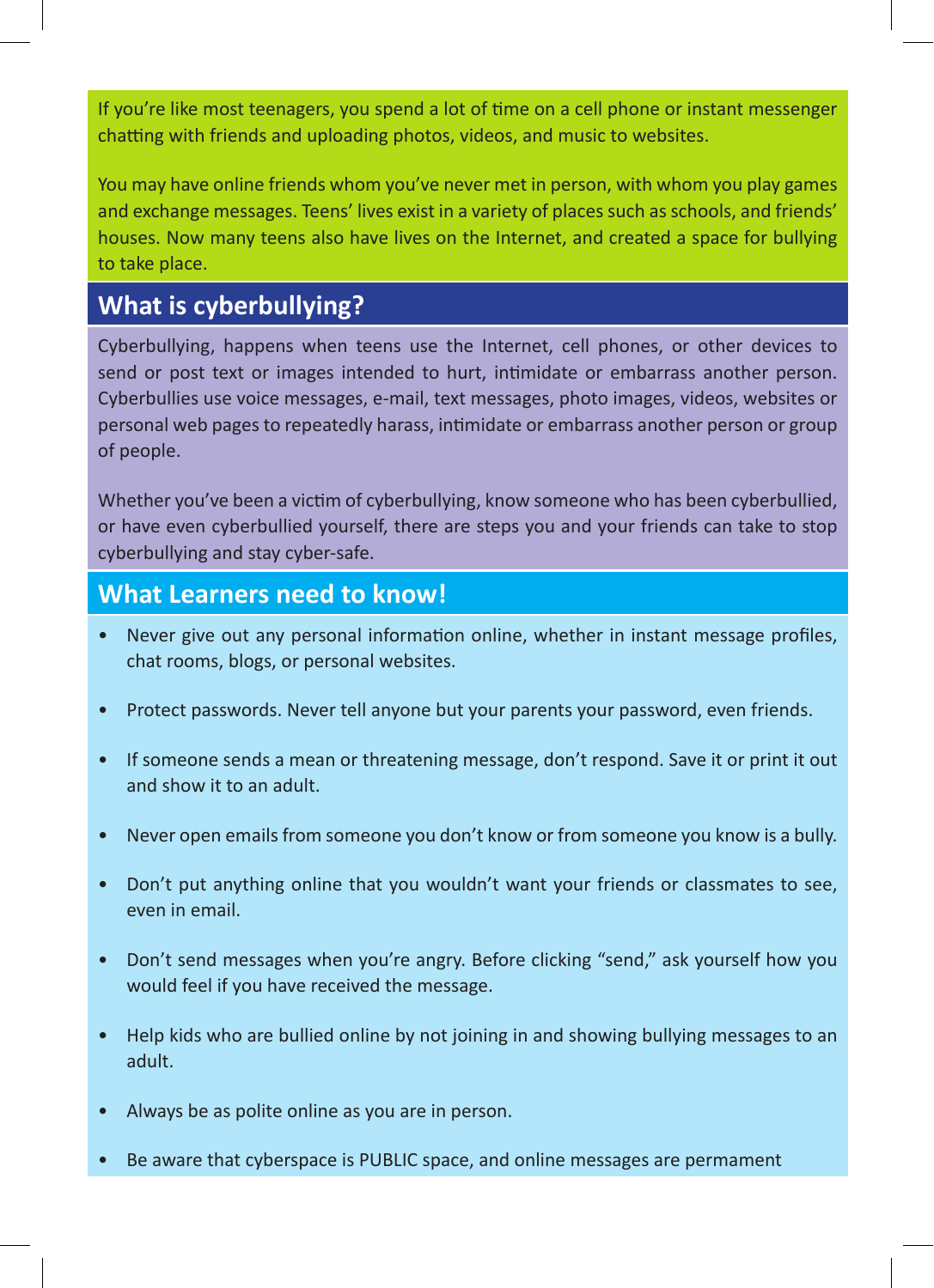If you're like most teenagers, you spend a lot of time on a cell phone or instant messenger chatting with friends and uploading photos, videos, and music to websites.

You may have online friends whom you've never met in person, with whom you play games and exchange messages. Teens' lives exist in a variety of places such as schools, and friends' houses. Now many teens also have lives on the Internet, and created a space for bullying to take place.

## What is cyberbullying?

Cyberbullying, happens when teens use the Internet, cell phones, or other devices to send or post text or images intended to hurt, intimidate or embarrass another person. Cyberbullies use voice messages, e-mail, text messages, photo images, videos, websites or personal web pages to repeatedly harass, intimidate or embarrass another person or group of people.

Whether you've been a victim of cyberbullying, know someone who has been cyberbullied, or have even cyberbullied yourself, there are steps you and your friends can take to stop cyberbullying and stay cyber-safe.

## What Learners need to know!

- Never give out any personal information online, whether in instant message profiles, chat rooms, blogs, or personal websites.
- Protect passwords. Never tell anyone but your parents your password, even friends.
- If someone sends a mean or threatening message, don't respond. Save it or print it out and show it to an adult.
- Never open emails from someone you don't know or from someone you know is a bully.
- Don't put anything online that you wouldn't want your friends or classmates to see, even in email.
- Don't send messages when you're angry. Before clicking "send," ask yourself how you would feel if you have received the message.
- Help kids who are bullied online by not joining in and showing bullying messages to an adult.
- Always be as polite online as you are in person.
- Be aware that cyberspace is PUBLIC space, and online messages are permament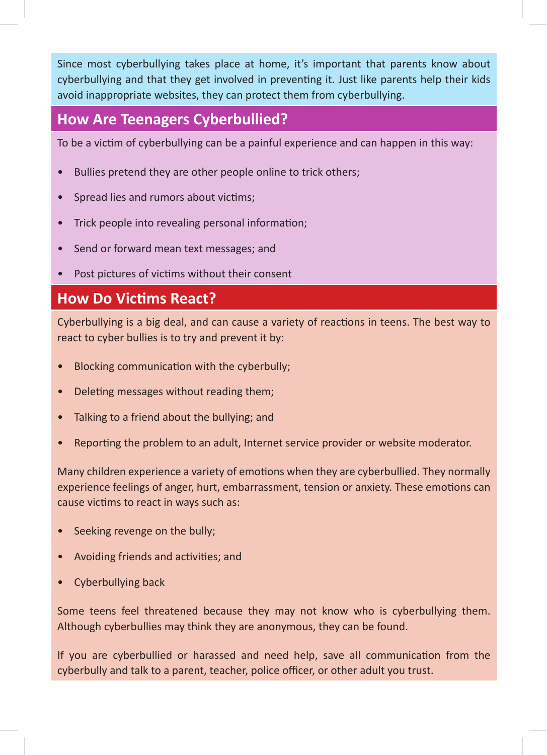Since most cyberbullying takes place at home, it's important that parents know about cyberbullying and that they get involved in preventing it. Just like parents help their kids avoid inappropriate websites, they can protect them from cyberbullying.

## How Are Teenagers Cyberbullied?

To be a victim of cyberbullying can be a painful experience and can happen in this way:

- Bullies pretend they are other people online to trick others;
- Spread lies and rumors about victims;
- Trick people into revealing personal information;
- Send or forward mean text messages; and
- Post pictures of victims without their consent

## How Do Victims React?

Cyberbullying is a big deal, and can cause a variety of reactions in teens. The best way to react to cyber bullies is to try and prevent it by:

- Blocking communication with the cyberbully;
- Deleting messages without reading them;
- Talking to a friend about the bullying; and
- Reporting the problem to an adult, Internet service provider or website moderator.

Many children experience a variety of emotions when they are cyberbullied. They normally experience feelings of anger, hurt, embarrassment, tension or anxiety. These emotions can cause victims to react in ways such as:

- Seeking revenge on the bully;
- Avoiding friends and activities; and
- Cyberbullying back

Some teens feel threatened because they may not know who is cyberbullying them. Although cyberbullies may think they are anonymous, they can be found.

If you are cyberbullied or harassed and need help, save all communication from the cyberbully and talk to a parent, teacher, police officer, or other adult you trust.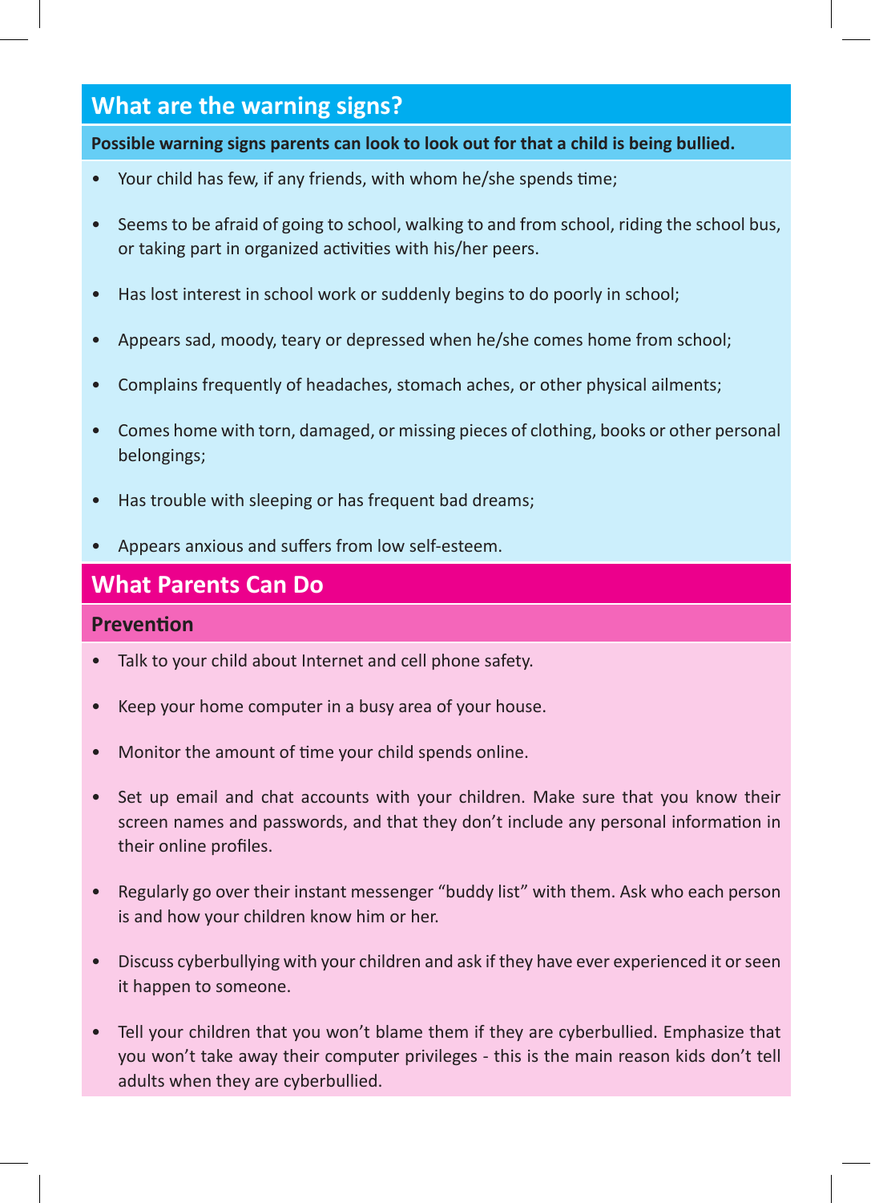## What are the warning signs?

**Possible warning signs parents can look to look out for that a child is being bullied.**

- Your child has few, if any friends, with whom he/she spends time;
- Seems to be afraid of going to school, walking to and from school, riding the school bus, or taking part in organized activities with his/her peers.
- Has lost interest in school work or suddenly begins to do poorly in school;
- Appears sad, moody, teary or depressed when he/she comes home from school;
- Complains frequently of headaches, stomach aches, or other physical ailments;
- Comes home with torn, damaged, or missing pieces of clothing, books or other personal belongings;
- Has trouble with sleeping or has frequent bad dreams;
- Appears anxious and suffers from low self-esteem.

## What Parents Can Do

### Prevention

- Talk to your child about Internet and cell phone safety.
- Keep your home computer in a busy area of your house.
- Monitor the amount of time your child spends online.
- Set up email and chat accounts with your children. Make sure that you know their screen names and passwords, and that they don't include any personal information in their online profiles.
- Regularly go over their instant messenger "buddy list" with them. Ask who each person is and how your children know him or her.
- Discuss cyberbullying with your children and ask if they have ever experienced it or seen it happen to someone.
- Tell your children that you won't blame them if they are cyberbullied. Emphasize that you won't take away their computer privileges - this is the main reason kids don't tell adults when they are cyberbullied.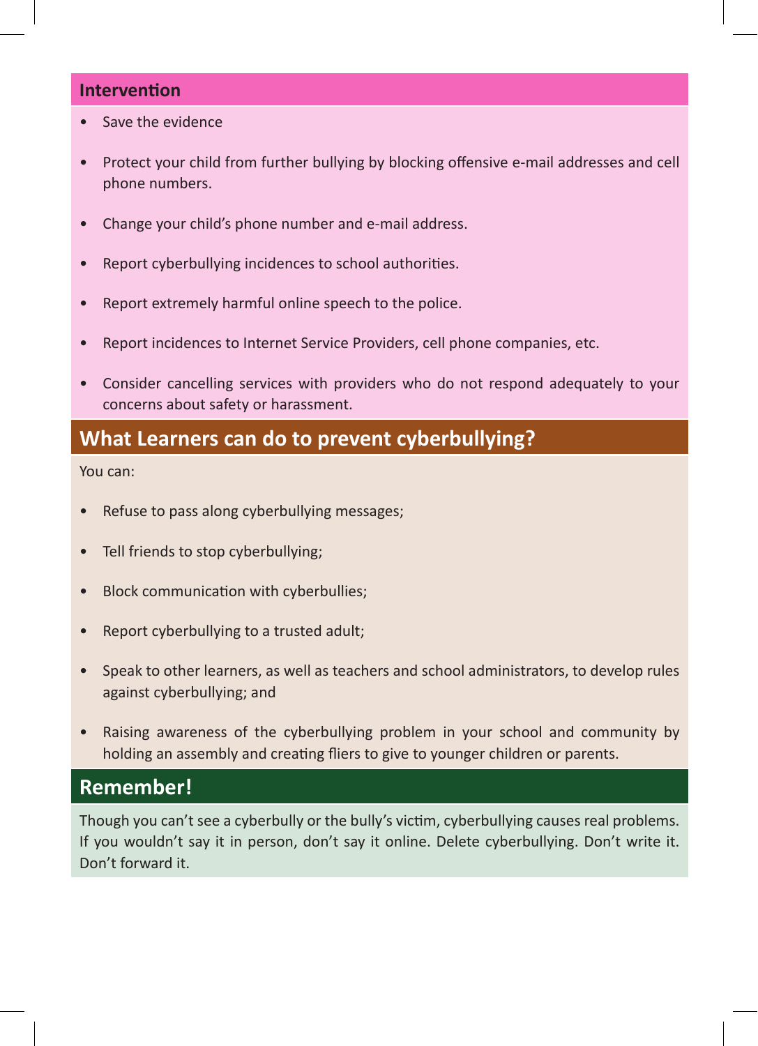## Intervention

- Save the evidence
- Protect your child from further bullying by blocking offensive e-mail addresses and cell phone numbers.
- Change your child's phone number and e-mail address.
- Report cyberbullying incidences to school authorities.
- Report extremely harmful online speech to the police.
- Report incidences to Internet Service Providers, cell phone companies, etc.
- Consider cancelling services with providers who do not respond adequately to your concerns about safety or harassment.

## What Learners can do to prevent cyberbullying?

You can:

- Refuse to pass along cyberbullying messages;
- Tell friends to stop cyberbullying;
- Block communication with cyberbullies;
- Report cyberbullying to a trusted adult;
- Speak to other learners, as well as teachers and school administrators, to develop rules against cyberbullying; and
- Raising awareness of the cyberbullying problem in your school and community by holding an assembly and creating fliers to give to younger children or parents.

## Remember!

Though you can't see a cyberbully or the bully's victim, cyberbullying causes real problems. If you wouldn't say it in person, don't say it online. Delete cyberbullying. Don't write it. Don't forward it.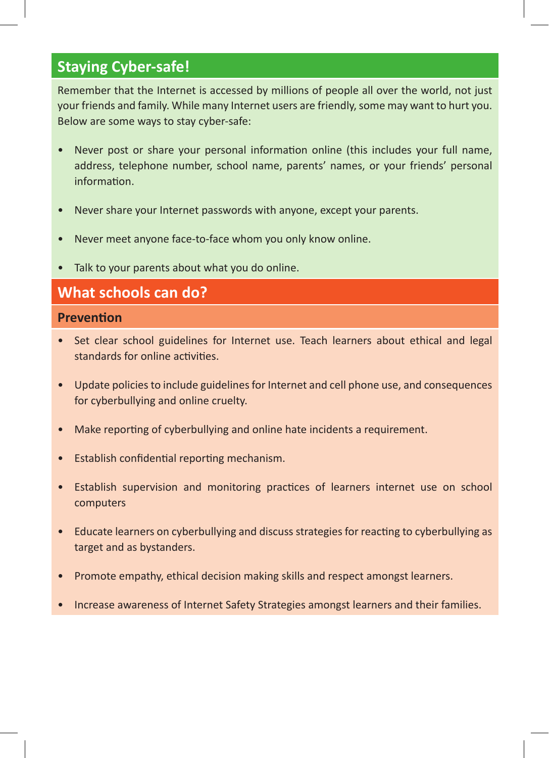## Staying Cyber-safe!

Remember that the Internet is accessed by millions of people all over the world, not just your friends and family. While many Internet users are friendly, some may want to hurt you. Below are some ways to stay cyber-safe:

- Never post or share your personal information online (this includes your full name, address, telephone number, school name, parents' names, or your friends' personal information.
- Never share your Internet passwords with anyone, except your parents.
- Never meet anyone face-to-face whom you only know online.
- Talk to your parents about what you do online.

## What schools can do?

### Prevention

- Set clear school guidelines for Internet use. Teach learners about ethical and legal standards for online activities.
- Update policies to include guidelines for Internet and cell phone use, and consequences for cyberbullying and online cruelty.
- Make reporting of cyberbullying and online hate incidents a requirement.
- Establish confidential reporting mechanism.
- Establish supervision and monitoring practices of learners internet use on school computers
- Educate learners on cyberbullying and discuss strategies for reacting to cyberbullying as target and as bystanders.
- Promote empathy, ethical decision making skills and respect amongst learners.
- Increase awareness of Internet Safety Strategies amongst learners and their families.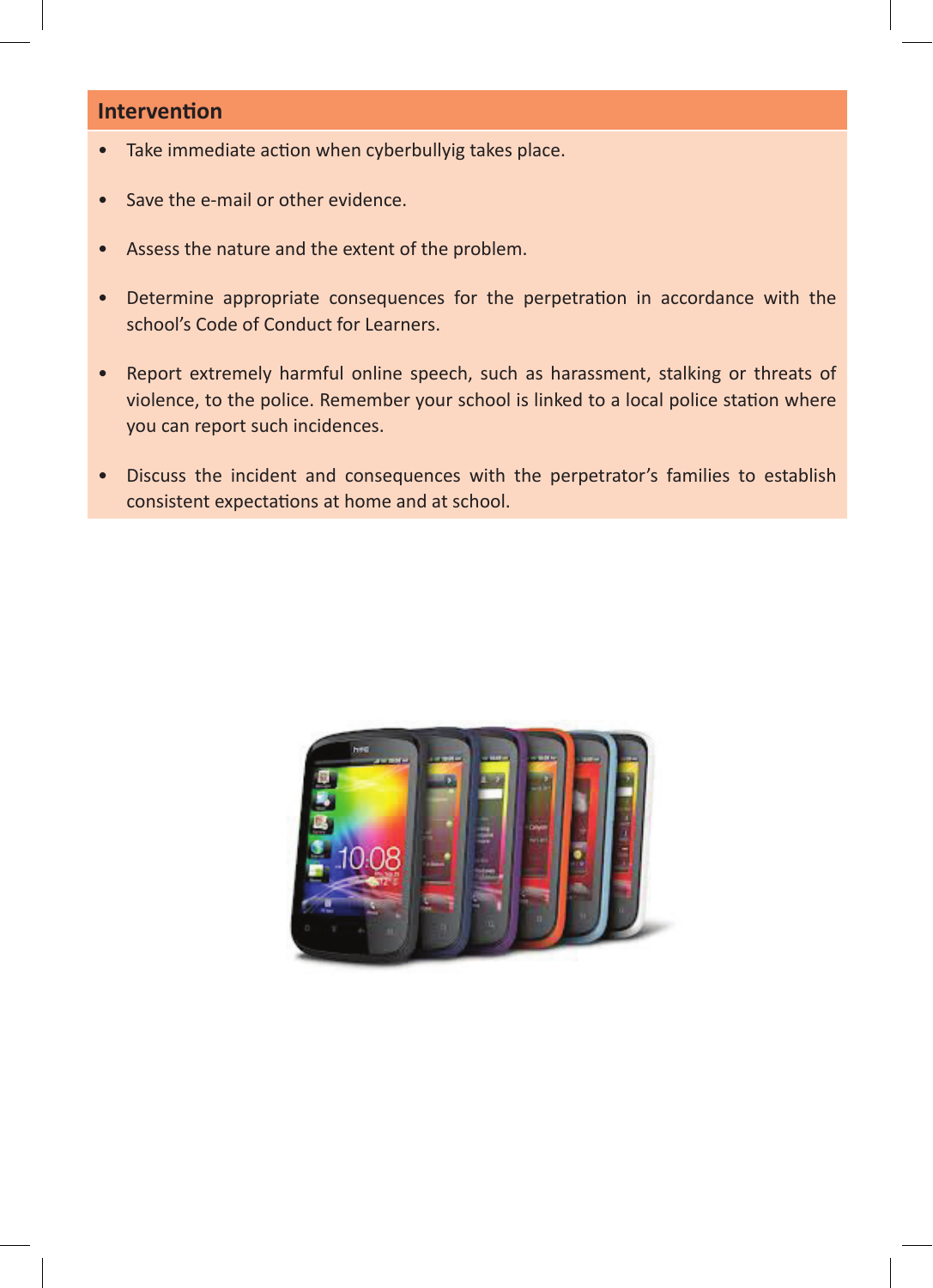## Intervention

- Take immediate action when cyberbullyig takes place.
- Save the e-mail or other evidence.
- Assess the nature and the extent of the problem.
- Determine appropriate consequences for the perpetration in accordance with the school's Code of Conduct for Learners.
- Report extremely harmful online speech, such as harassment, stalking or threats of violence, to the police. Remember your school is linked to a local police station where you can report such incidences.
- Discuss the incident and consequences with the perpetrator's families to establish consistent expectations at home and at school.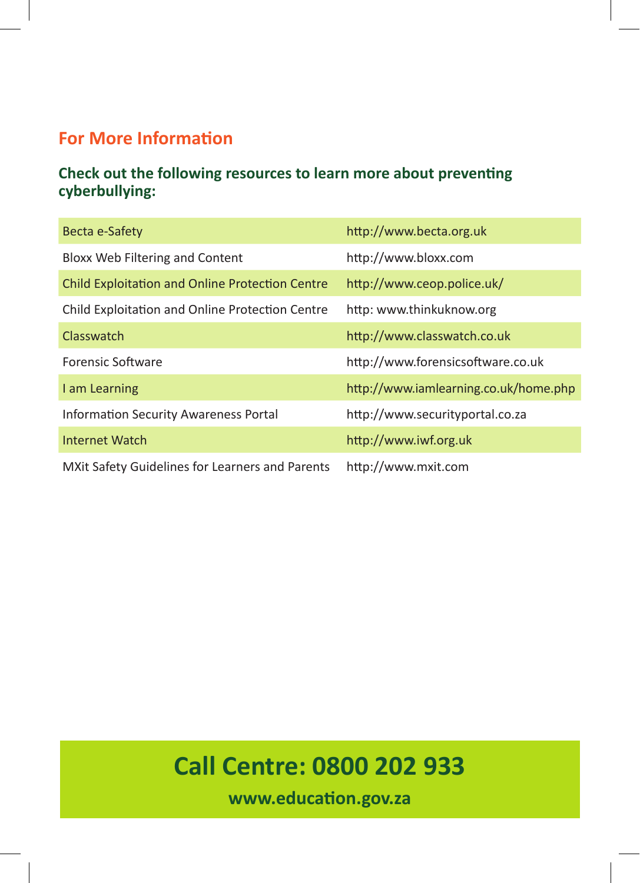## For More Information

### Check out the following resources to learn more about preventing cyberbullying:

| | |
|---|---|
| Becta e-Safety | http://www.becta.org.uk |
| Bloxx Web Filtering and Content | http://www.bloxx.com |
| Child Exploitation and Online Protection Centre | http://www.ceop.police.uk/ |
| Child Exploitation and Online Protection Centre | http: www.thinkuknow.org |
| Classwatch | http://www.classwatch.co.uk |
| Forensic Software | http://www.forensicsoftware.co.uk |
| I am Learning | http://www.iamlearning.co.uk/home.php |
| Information Security Awareness Portal | http://www.securityportal.co.za |
| Internet Watch | http://www.iwf.org.uk |
| MXit Safety Guidelines for Learners and Parents | http://www.mxit.com |

**Call Centre: 0800 202 933**

**www.education.gov.za**